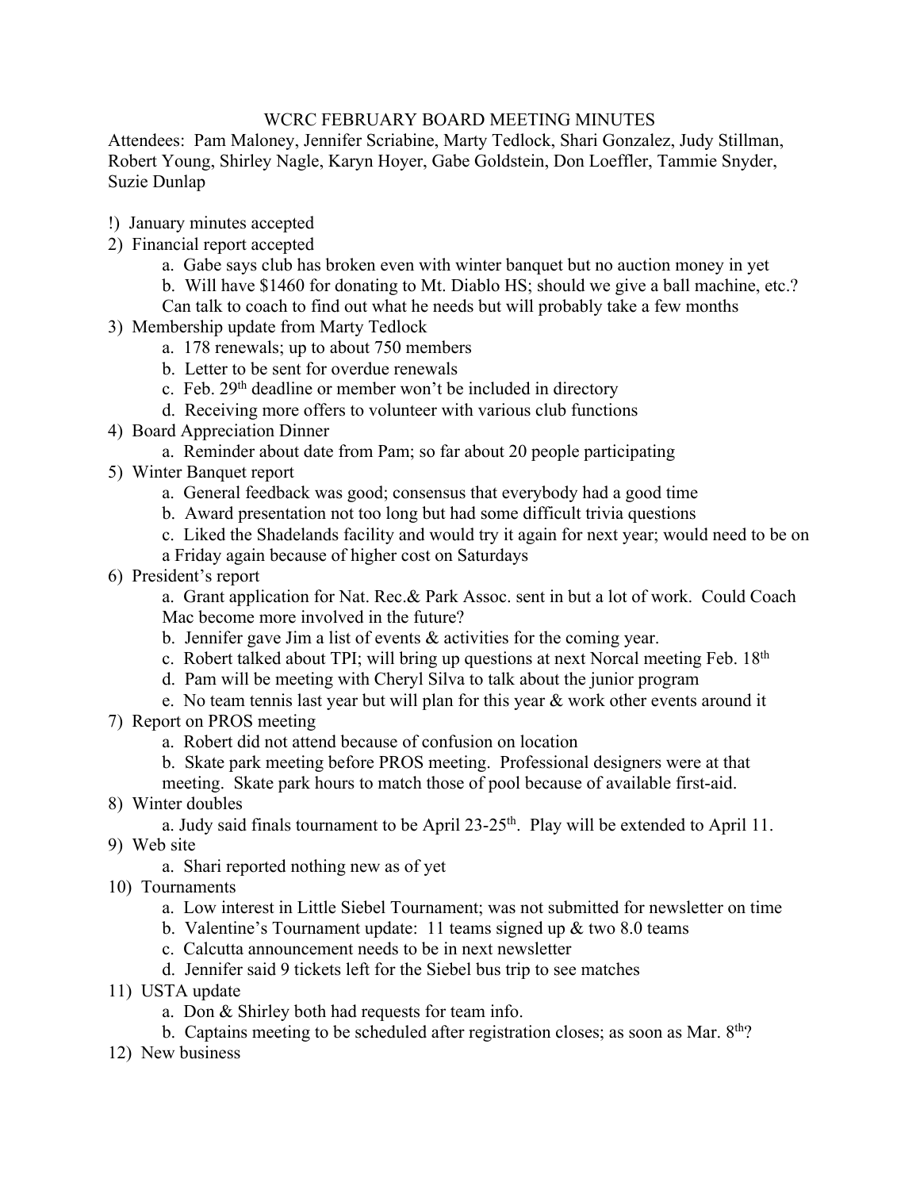# WCRC FEBRUARY BOARD MEETING MINUTES

Attendees: Pam Maloney, Jennifer Scriabine, Marty Tedlock, Shari Gonzalez, Judy Stillman, Robert Young, Shirley Nagle, Karyn Hoyer, Gabe Goldstein, Don Loeffler, Tammie Snyder, Suzie Dunlap

!) January minutes accepted

2) Financial report accepted
   - a. Gabe says club has broken even with winter banquet but no auction money in yet
   - b. Will have $1460 for donating to Mt. Diablo HS; should we give a ball machine, etc.? Can talk to coach to find out what he needs but will probably take a few months

3) Membership update from Marty Tedlock
   - a. 178 renewals; up to about 750 members
   - b. Letter to be sent for overdue renewals
   - c. Feb. 29th deadline or member won't be included in directory
   - d. Receiving more offers to volunteer with various club functions

4) Board Appreciation Dinner
   - a. Reminder about date from Pam; so far about 20 people participating

5) Winter Banquet report
   - a. General feedback was good; consensus that everybody had a good time
   - b. Award presentation not too long but had some difficult trivia questions
   - c. Liked the Shadelands facility and would try it again for next year; would need to be on a Friday again because of higher cost on Saturdays

6) President's report
   - a. Grant application for Nat. Rec.& Park Assoc. sent in but a lot of work. Could Coach Mac become more involved in the future?
   - b. Jennifer gave Jim a list of events & activities for the coming year.
   - c. Robert talked about TPI; will bring up questions at next Norcal meeting Feb. 18th
   - d. Pam will be meeting with Cheryl Silva to talk about the junior program
   - e. No team tennis last year but will plan for this year & work other events around it

7) Report on PROS meeting
   - a. Robert did not attend because of confusion on location
   - b. Skate park meeting before PROS meeting. Professional designers were at that meeting. Skate park hours to match those of pool because of available first-aid.

8) Winter doubles
   - a. Judy said finals tournament to be April 23-25th. Play will be extended to April 11.

9) Web site
   - a. Shari reported nothing new as of yet

10) Tournaments
   - a. Low interest in Little Siebel Tournament; was not submitted for newsletter on time
   - b. Valentine's Tournament update: 11 teams signed up & two 8.0 teams
   - c. Calcutta announcement needs to be in next newsletter
   - d. Jennifer said 9 tickets left for the Siebel bus trip to see matches

11) USTA update
   - a. Don & Shirley both had requests for team info.
   - b. Captains meeting to be scheduled after registration closes; as soon as Mar. 8th?

12) New business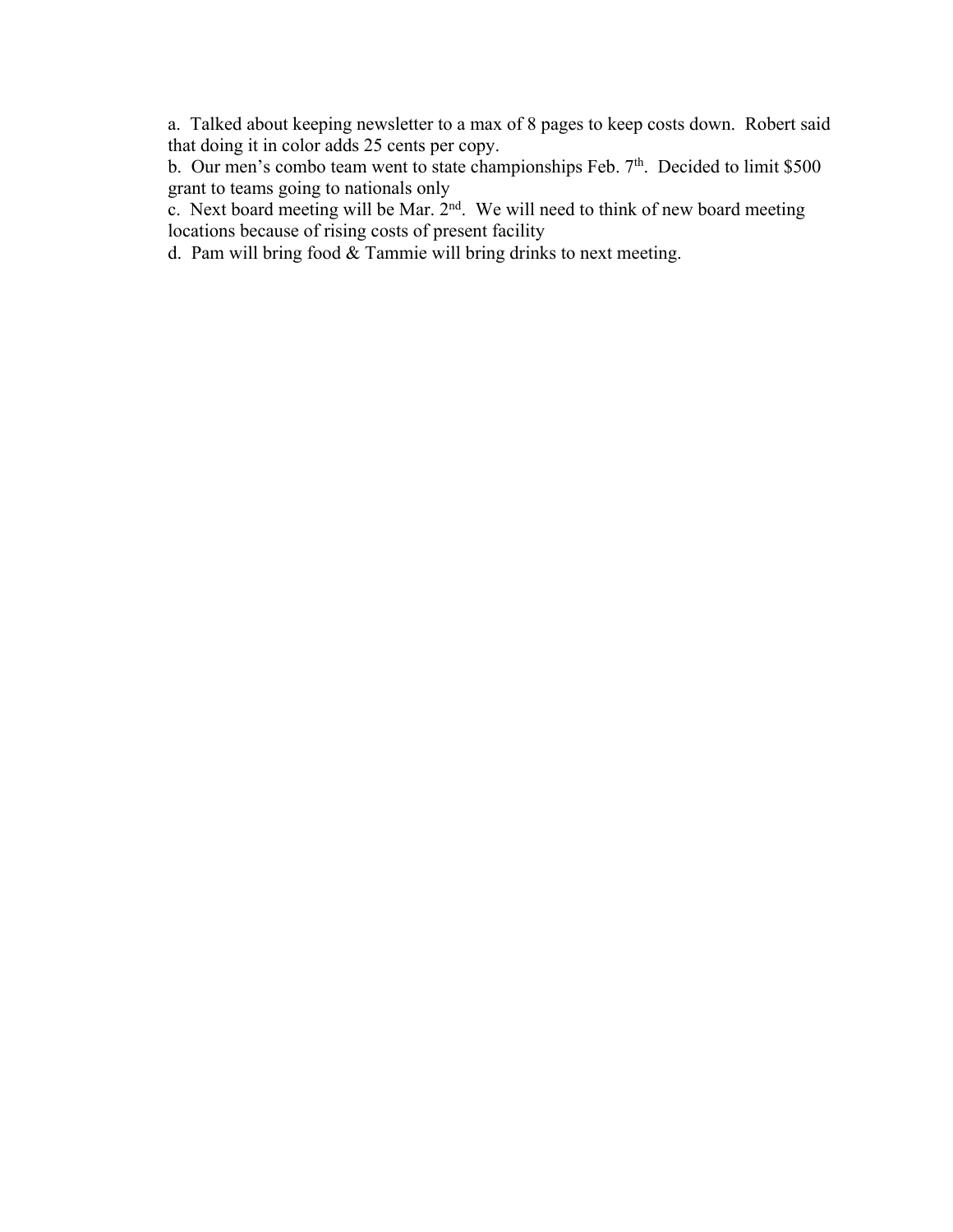a. Talked about keeping newsletter to a max of 8 pages to keep costs down. Robert said that doing it in color adds 25 cents per copy.
b. Our men's combo team went to state championships Feb. 7th. Decided to limit $500 grant to teams going to nationals only
c. Next board meeting will be Mar. 2nd. We will need to think of new board meeting locations because of rising costs of present facility
d. Pam will bring food & Tammie will bring drinks to next meeting.